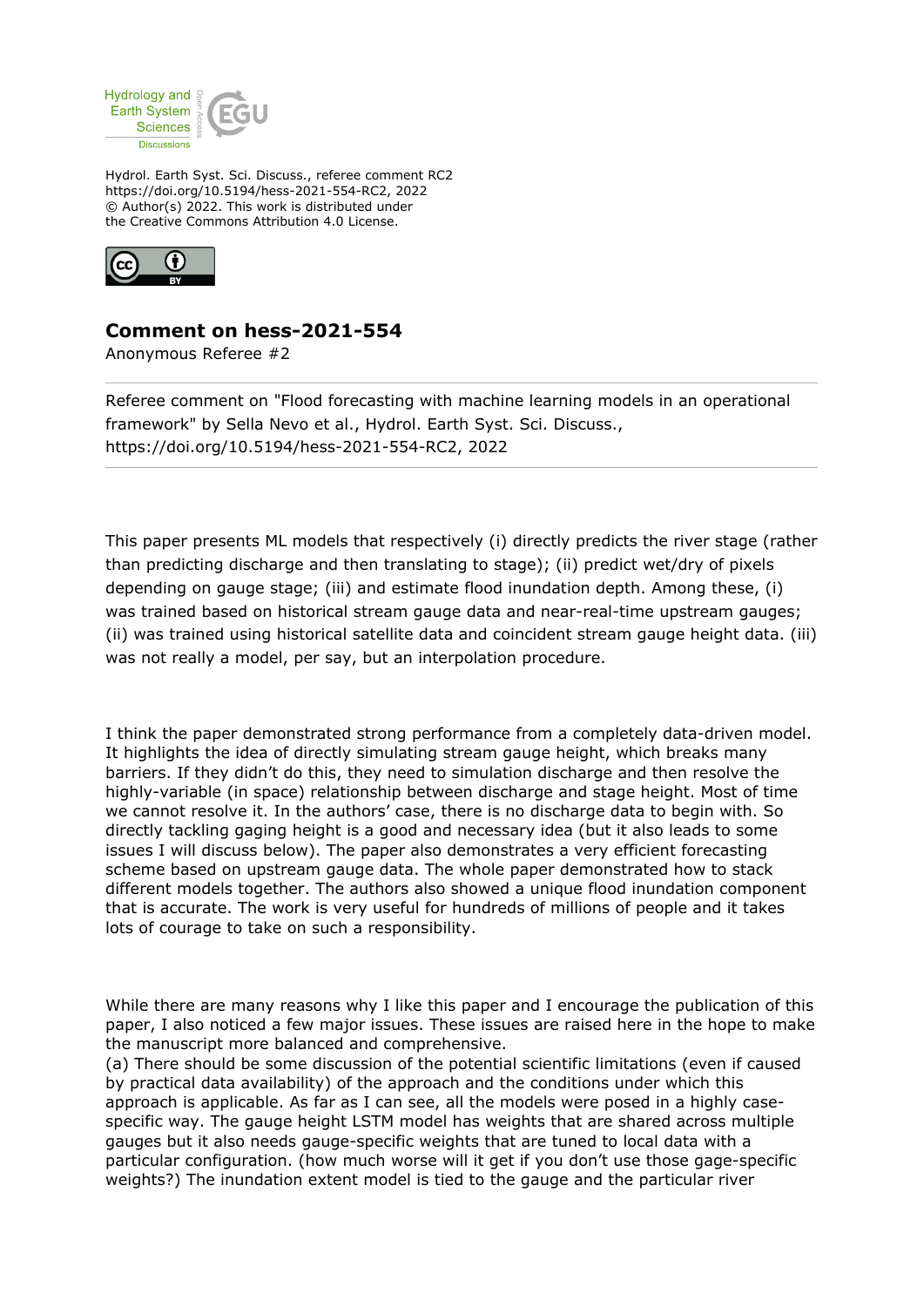Hydrol. Earth Syst. Sci. Discuss., referee comment RC2
https://doi.org/10.5194/hess-2021-554-RC2, 2022
© Author(s) 2022. This work is distributed under
the Creative Commons Attribution 4.0 License.

## Comment on hess-2021-554

Anonymous Referee #2

Referee comment on "Flood forecasting with machine learning models in an operational framework" by Sella Nevo et al., Hydrol. Earth Syst. Sci. Discuss., https://doi.org/10.5194/hess-2021-554-RC2, 2022

---

This paper presents ML models that respectively (i) directly predicts the river stage (rather than predicting discharge and then translating to stage); (ii) predict wet/dry of pixels depending on gauge stage; (iii) and estimate flood inundation depth. Among these, (i) was trained based on historical stream gauge data and near-real-time upstream gauges; (ii) was trained using historical satellite data and coincident stream gauge height data. (iii) was not really a model, per say, but an interpolation procedure.

I think the paper demonstrated strong performance from a completely data-driven model. It highlights the idea of directly simulating stream gauge height, which breaks many barriers. If they didn't do this, they need to simulation discharge and then resolve the highly-variable (in space) relationship between discharge and stage height. Most of time we cannot resolve it. In the authors' case, there is no discharge data to begin with. So directly tackling gaging height is a good and necessary idea (but it also leads to some issues I will discuss below). The paper also demonstrates a very efficient forecasting scheme based on upstream gauge data. The whole paper demonstrated how to stack different models together. The authors also showed a unique flood inundation component that is accurate. The work is very useful for hundreds of millions of people and it takes lots of courage to take on such a responsibility.

While there are many reasons why I like this paper and I encourage the publication of this paper, I also noticed a few major issues. These issues are raised here in the hope to make the manuscript more balanced and comprehensive.

(a) There should be some discussion of the potential scientific limitations (even if caused by practical data availability) of the approach and the conditions under which this approach is applicable. As far as I can see, all the models were posed in a highly case-specific way. The gauge height LSTM model has weights that are shared across multiple gauges but it also needs gauge-specific weights that are tuned to local data with a particular configuration. (how much worse will it get if you don't use those gage-specific weights?) The inundation extent model is tied to the gauge and the particular river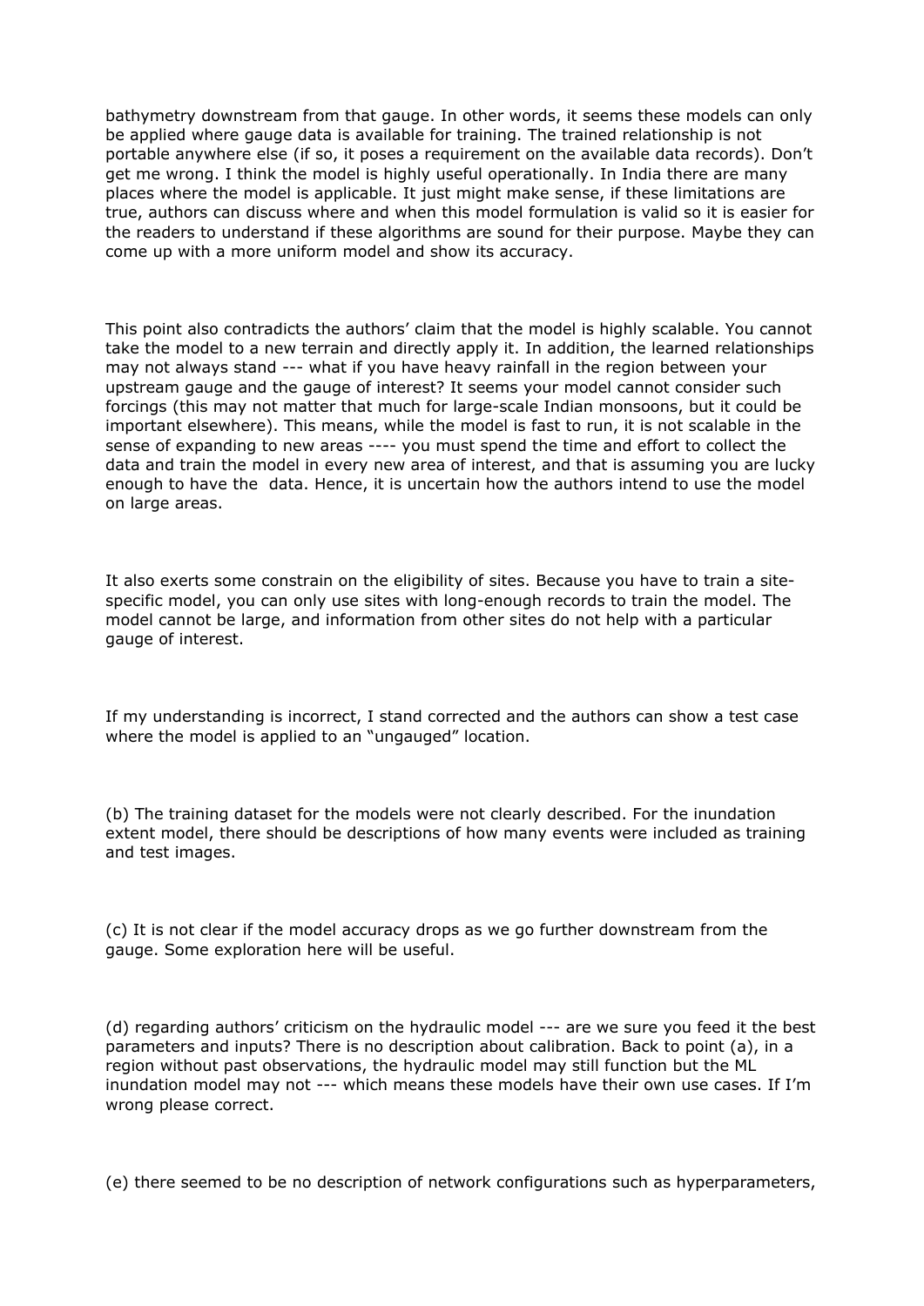bathymetry downstream from that gauge. In other words, it seems these models can only be applied where gauge data is available for training. The trained relationship is not portable anywhere else (if so, it poses a requirement on the available data records). Don't get me wrong. I think the model is highly useful operationally. In India there are many places where the model is applicable. It just might make sense, if these limitations are true, authors can discuss where and when this model formulation is valid so it is easier for the readers to understand if these algorithms are sound for their purpose. Maybe they can come up with a more uniform model and show its accuracy.

This point also contradicts the authors' claim that the model is highly scalable. You cannot take the model to a new terrain and directly apply it. In addition, the learned relationships may not always stand --- what if you have heavy rainfall in the region between your upstream gauge and the gauge of interest? It seems your model cannot consider such forcings (this may not matter that much for large-scale Indian monsoons, but it could be important elsewhere). This means, while the model is fast to run, it is not scalable in the sense of expanding to new areas ---- you must spend the time and effort to collect the data and train the model in every new area of interest, and that is assuming you are lucky enough to have the data. Hence, it is uncertain how the authors intend to use the model on large areas.

It also exerts some constrain on the eligibility of sites. Because you have to train a site-specific model, you can only use sites with long-enough records to train the model. The model cannot be large, and information from other sites do not help with a particular gauge of interest.

If my understanding is incorrect, I stand corrected and the authors can show a test case where the model is applied to an "ungauged" location.

(b) The training dataset for the models were not clearly described. For the inundation extent model, there should be descriptions of how many events were included as training and test images.

(c) It is not clear if the model accuracy drops as we go further downstream from the gauge. Some exploration here will be useful.

(d) regarding authors' criticism on the hydraulic model --- are we sure you feed it the best parameters and inputs? There is no description about calibration. Back to point (a), in a region without past observations, the hydraulic model may still function but the ML inundation model may not --- which means these models have their own use cases. If I'm wrong please correct.

(e) there seemed to be no description of network configurations such as hyperparameters,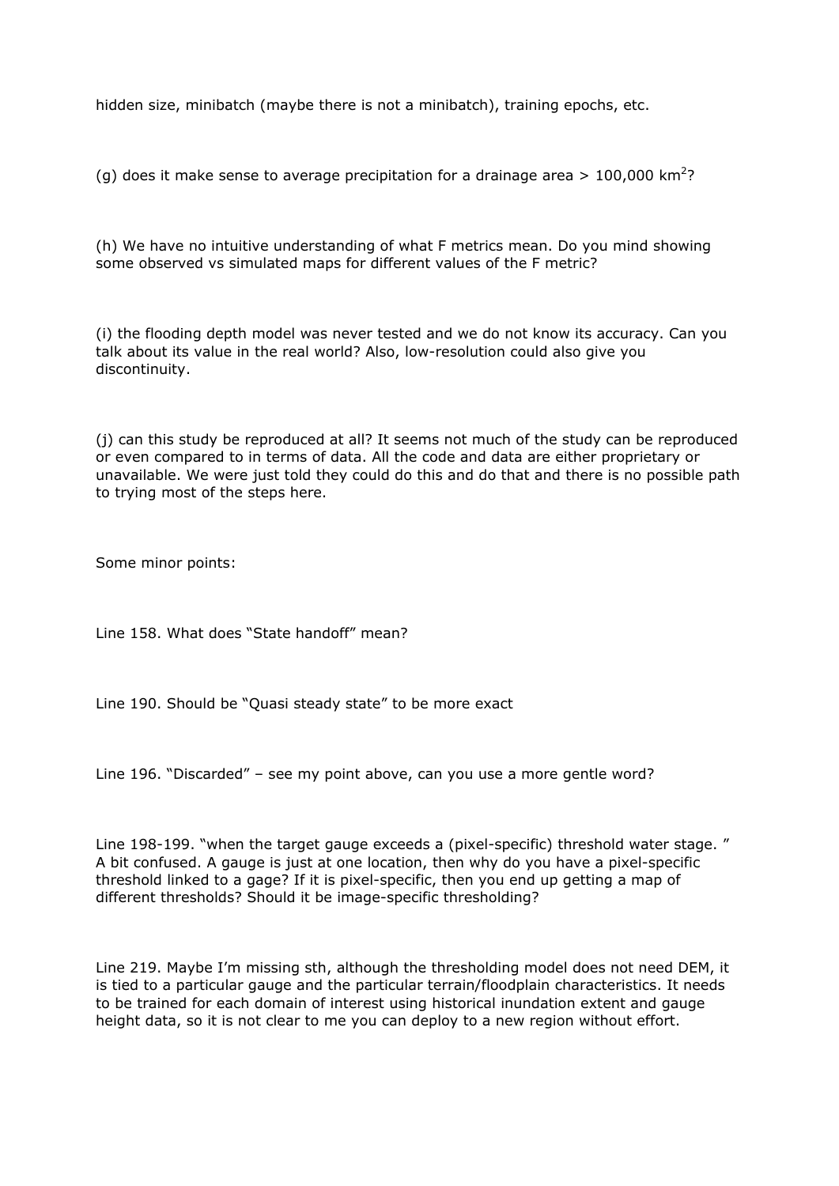hidden size, minibatch (maybe there is not a minibatch), training epochs, etc.

(g) does it make sense to average precipitation for a drainage area > 100,000 $km^2$?

(h) We have no intuitive understanding of what F metrics mean. Do you mind showing some observed vs simulated maps for different values of the F metric?

(i) the flooding depth model was never tested and we do not know its accuracy. Can you talk about its value in the real world? Also, low-resolution could also give you discontinuity.

(j) can this study be reproduced at all? It seems not much of the study can be reproduced or even compared to in terms of data. All the code and data are either proprietary or unavailable. We were just told they could do this and do that and there is no possible path to trying most of the steps here.

Some minor points:

Line 158. What does "State handoff" mean?

Line 190. Should be "Quasi steady state" to be more exact

Line 196. "Discarded" – see my point above, can you use a more gentle word?

Line 198-199. "when the target gauge exceeds a (pixel-specific) threshold water stage. " A bit confused. A gauge is just at one location, then why do you have a pixel-specific threshold linked to a gage? If it is pixel-specific, then you end up getting a map of different thresholds? Should it be image-specific thresholding?

Line 219. Maybe I'm missing sth, although the thresholding model does not need DEM, it is tied to a particular gauge and the particular terrain/floodplain characteristics. It needs to be trained for each domain of interest using historical inundation extent and gauge height data, so it is not clear to me you can deploy to a new region without effort.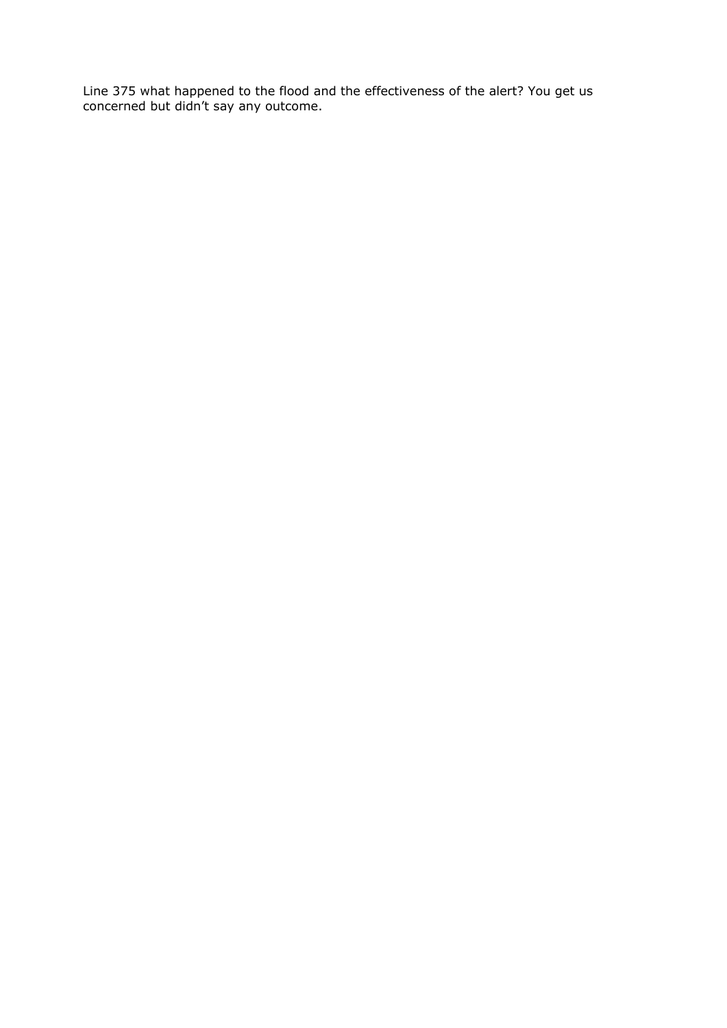Line 375 what happened to the flood and the effectiveness of the alert? You get us concerned but didn't say any outcome.